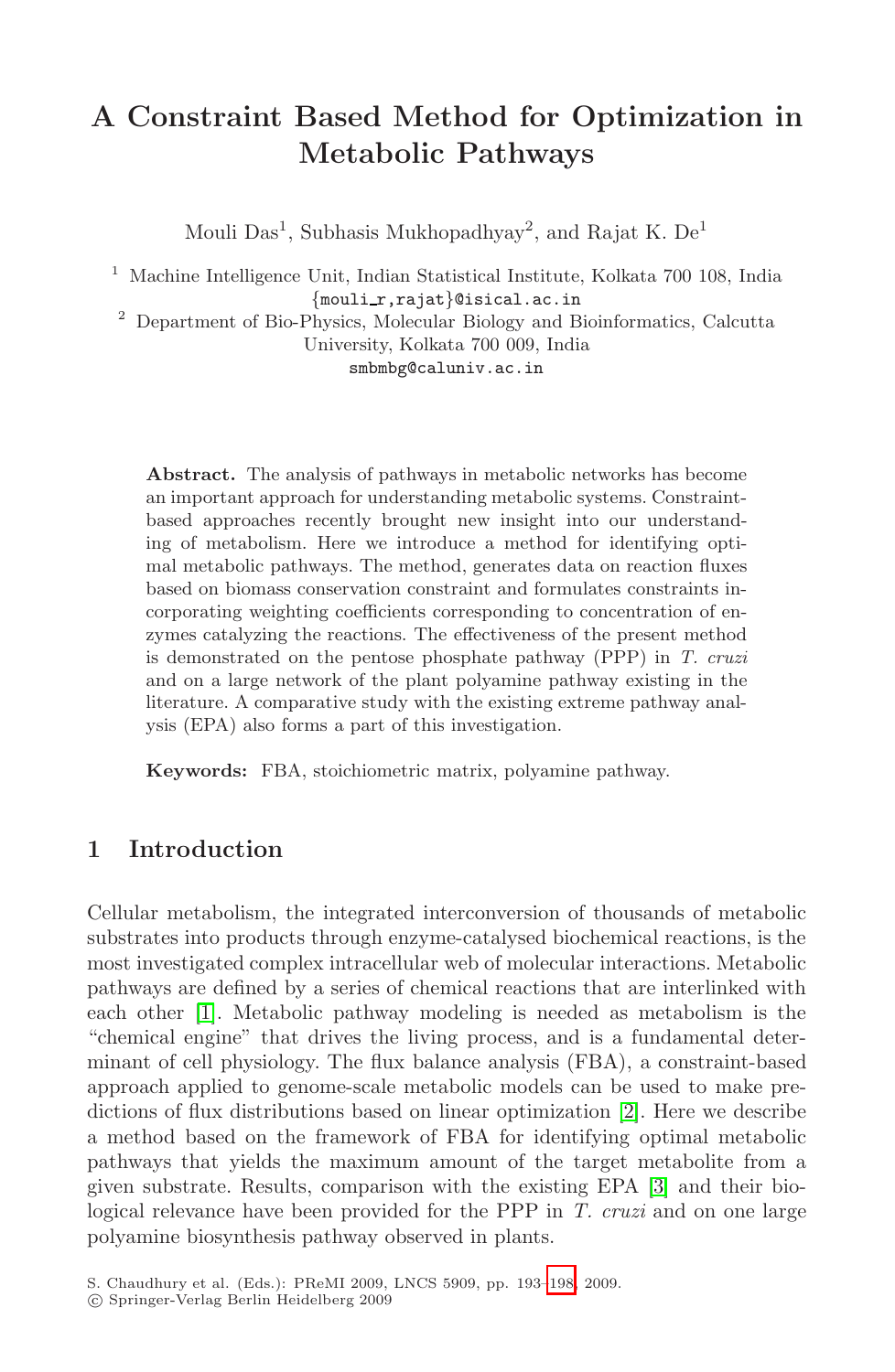# A Constraint Based Method for Optimization in Metabolic Pathways

Mouli Das[1], Subhasis Mukhopadhyay[2], and Rajat K. De[1]

[1] Machine Intelligence Unit, Indian Statistical Institute, Kolkata 700 108, India
{mouli_r,rajat}@isical.ac.in

[2] Department of Bio-Physics, Molecular Biology and Bioinformatics, Calcutta University, Kolkata 700 009, India
smbmbg@caluniv.ac.in

**Abstract.** The analysis of pathways in metabolic networks has become an important approach for understanding metabolic systems. Constraint-based approaches recently brought new insight into our understanding of metabolism. Here we introduce a method for identifying optimal metabolic pathways. The method, generates data on reaction fluxes based on biomass conservation constraint and formulates constraints incorporating weighting coefficients corresponding to concentration of enzymes catalyzing the reactions. The effectiveness of the present method is demonstrated on the pentose phosphate pathway (PPP) in *T. cruzi* and on a large network of the plant polyamine pathway existing in the literature. A comparative study with the existing extreme pathway analysis (EPA) also forms a part of this investigation.

**Keywords:** FBA, stoichiometric matrix, polyamine pathway.

## 1 Introduction

Cellular metabolism, the integrated interconversion of thousands of metabolic substrates into products through enzyme-catalysed biochemical reactions, is the most investigated complex intracellular web of molecular interactions. Metabolic pathways are defined by a series of chemical reactions that are interlinked with each other [1]. Metabolic pathway modeling is needed as metabolism is the "chemical engine" that drives the living process, and is a fundamental determinant of cell physiology. The flux balance analysis (FBA), a constraint-based approach applied to genome-scale metabolic models can be used to make predictions of flux distributions based on linear optimization [2]. Here we describe a method based on the framework of FBA for identifying optimal metabolic pathways that yields the maximum amount of the target metabolite from a given substrate. Results, comparison with the existing EPA [3] and their biological relevance have been provided for the PPP in *T. cruzi* and on one large polyamine biosynthesis pathway observed in plants.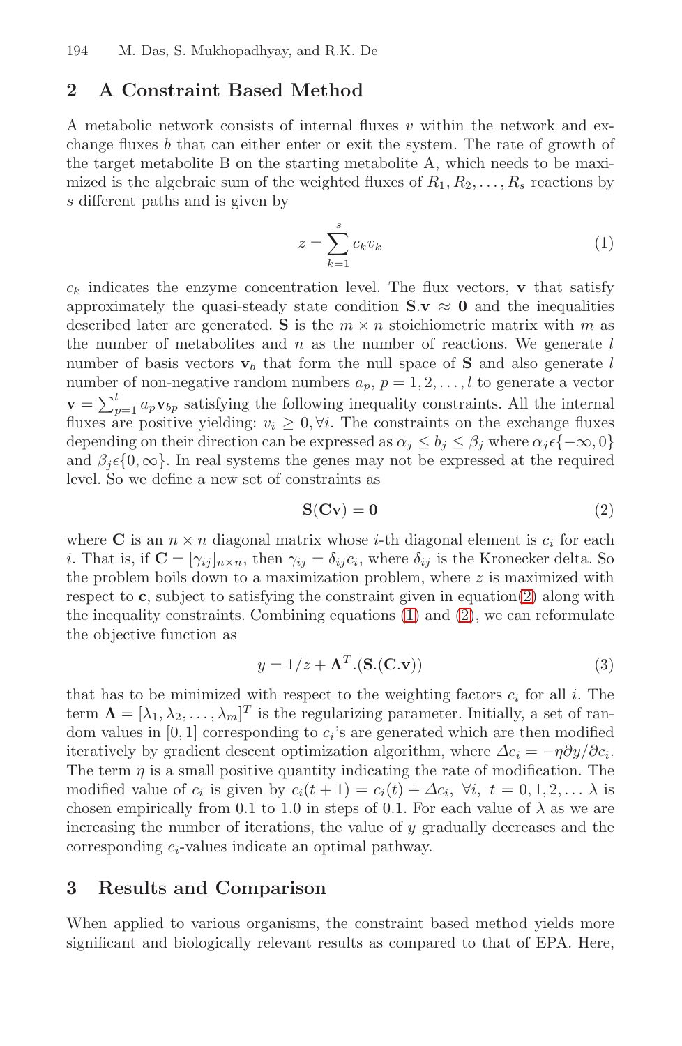## 2 A Constraint Based Method

A metabolic network consists of internal fluxes $v$ within the network and exchange fluxes $b$ that can either enter or exit the system. The rate of growth of the target metabolite B on the starting metabolite A, which needs to be maximized is the algebraic sum of the weighted fluxes of $R_1, R_2, \ldots, R_s$ reactions by $s$ different paths and is given by

$$z = \sum_{k=1}^{s} c_k v_k \tag{1}$$

$c_k$ indicates the enzyme concentration level. The flux vectors, $\mathbf{v}$ that satisfy approximately the quasi-steady state condition $\mathbf{S}.\mathbf{v} \approx \mathbf{0}$ and the inequalities described later are generated. $\mathbf{S}$ is the $m \times n$ stoichiometric matrix with $m$ as the number of metabolites and $n$ as the number of reactions. We generate $l$ number of basis vectors $\mathbf{v}_b$ that form the null space of $\mathbf{S}$ and also generate $l$ number of non-negative random numbers $a_p$, $p = 1, 2, \ldots, l$ to generate a vector $\mathbf{v} = \sum_{p=1}^{l} a_p \mathbf{v}_{bp}$ satisfying the following inequality constraints. All the internal fluxes are positive yielding: $v_i \geq 0, \forall i$. The constraints on the exchange fluxes depending on their direction can be expressed as $\alpha_j \leq b_j \leq \beta_j$ where $\alpha_j \epsilon \{-\infty, 0\}$ and $\beta_j \epsilon \{0, \infty\}$. In real systems the genes may not be expressed at the required level. So we define a new set of constraints as

$$\mathbf{S}(\mathbf{C}\mathbf{v}) = \mathbf{0} \tag{2}$$

where $\mathbf{C}$ is an $n \times n$ diagonal matrix whose $i$-th diagonal element is $c_i$ for each $i$. That is, if $\mathbf{C} = [\gamma_{ij}]_{n \times n}$, then $\gamma_{ij} = \delta_{ij} c_i$, where $\delta_{ij}$ is the Kronecker delta. So the problem boils down to a maximization problem, where $z$ is maximized with respect to $\mathbf{c}$, subject to satisfying the constraint given in equation(2) along with the inequality constraints. Combining equations (1) and (2), we can reformulate the objective function as

$$y = 1/z + \mathbf{\Lambda}^T.(\mathbf{S}.(\mathbf{C}.\mathbf{v})) \tag{3}$$

that has to be minimized with respect to the weighting factors $c_i$ for all $i$. The term $\mathbf{\Lambda} = [\lambda_1, \lambda_2, \ldots, \lambda_m]^T$ is the regularizing parameter. Initially, a set of random values in $[0, 1]$ corresponding to $c_i$'s are generated which are then modified iteratively by gradient descent optimization algorithm, where $\Delta c_i = -\eta \partial y / \partial c_i$. The term $\eta$ is a small positive quantity indicating the rate of modification. The modified value of $c_i$ is given by $c_i(t+1) = c_i(t) + \Delta c_i, \ \forall i, \ t = 0, 1, 2, \ldots$ $\lambda$ is chosen empirically from 0.1 to 1.0 in steps of 0.1. For each value of $\lambda$ as we are increasing the number of iterations, the value of $y$ gradually decreases and the corresponding $c_i$-values indicate an optimal pathway.

## 3 Results and Comparison

When applied to various organisms, the constraint based method yields more significant and biologically relevant results as compared to that of EPA. Here,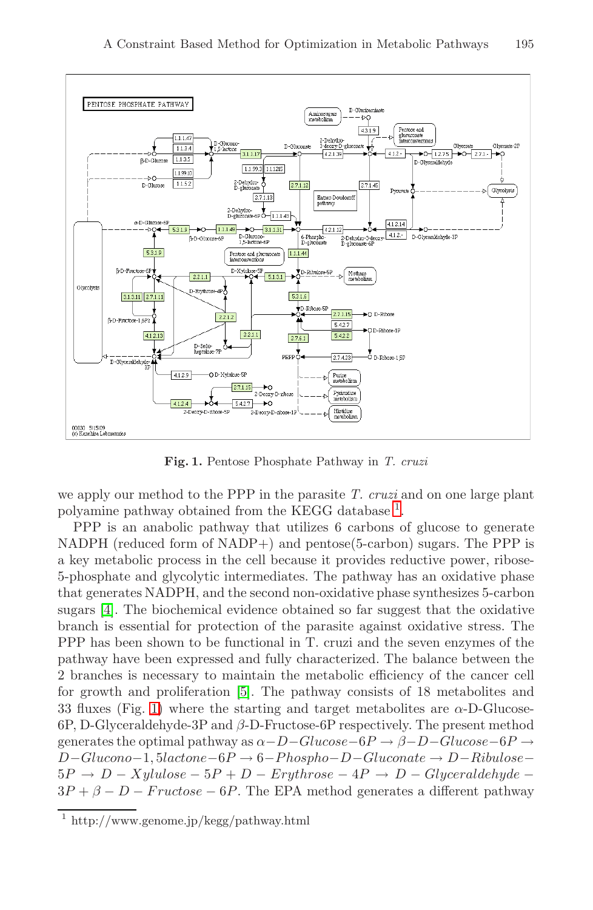**Fig. 1.** Pentose Phosphate Pathway in *T. cruzi*

we apply our method to the PPP in the parasite *T. cruzi* and on one large plant polyamine pathway obtained from the KEGG database [1].

PPP is an anabolic pathway that utilizes 6 carbons of glucose to generate NADPH (reduced form of NADP+) and pentose(5-carbon) sugars. The PPP is a key metabolic process in the cell because it provides reductive power, ribose-5-phosphate and glycolytic intermediates. The pathway has an oxidative phase that generates NADPH, and the second non-oxidative phase synthesizes 5-carbon sugars [4]. The biochemical evidence obtained so far suggest that the oxidative branch is essential for protection of the parasite against oxidative stress. The PPP has been shown to be functional in T. cruzi and the seven enzymes of the pathway have been expressed and fully characterized. The balance between the 2 branches is necessary to maintain the metabolic efficiency of the cancer cell for growth and proliferation [5]. The pathway consists of 18 metabolites and 33 fluxes (Fig. 1) where the starting and target metabolites are α-D-Glucose-6P, D-Glyceraldehyde-3P and β-D-Fructose-6P respectively. The present method generates the optimal pathway as $\alpha-D-Glucose-6P \rightarrow \beta-D-Glucose-6P \rightarrow D-Glucono-1,5lactone-6P \rightarrow 6-Phospho-D-Gluconate \rightarrow D-Ribulose-5P \rightarrow D-Xylulose-5P + D-Erythrose-4P \rightarrow D-Glyceraldehyde-3P + \beta-D-Fructose-6P$. The EPA method generates a different pathway

[1] http://www.genome.jp/kegg/pathway.html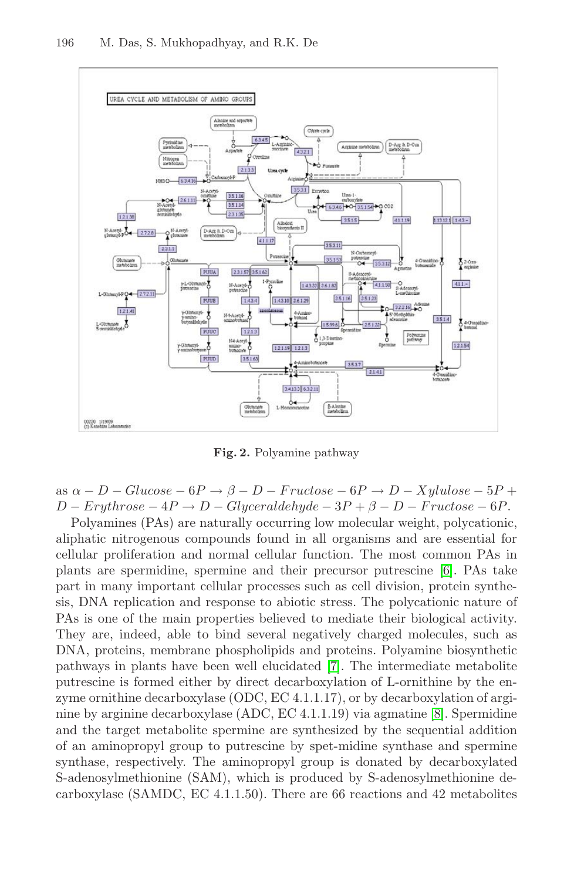**Fig. 2.** Polyamine pathway

as $\alpha - D - Glucose - 6P \rightarrow \beta - D - Fructose - 6P \rightarrow D - Xylulose - 5P + D - Erythrose - 4P \rightarrow D - Glyceraldehyde - 3P + \beta - D - Fructose - 6P$.

Polyamines (PAs) are naturally occurring low molecular weight, polycationic, aliphatic nitrogenous compounds found in all organisms and are essential for cellular proliferation and normal cellular function. The most common PAs in plants are spermidine, spermine and their precursor putrescine [6]. PAs take part in many important cellular processes such as cell division, protein synthesis, DNA replication and response to abiotic stress. The polycationic nature of PAs is one of the main properties believed to mediate their biological activity. They are, indeed, able to bind several negatively charged molecules, such as DNA, proteins, membrane phospholipids and proteins. Polyamine biosynthetic pathways in plants have been well elucidated [7]. The intermediate metabolite putrescine is formed either by direct decarboxylation of L-ornithine by the enzyme ornithine decarboxylase (ODC, EC 4.1.1.17), or by decarboxylation of arginine by arginine decarboxylase (ADC, EC 4.1.1.19) via agmatine [8]. Spermidine and the target metabolite spermine are synthesized by the sequential addition of an aminopropyl group to putrescine by spet-midine synthase and spermine synthase, respectively. The aminopropyl group is donated by decarboxylated S-adenosylmethionine (SAM), which is produced by S-adenosylmethionine decarboxylase (SAMDC, EC 4.1.1.50). There are 66 reactions and 42 metabolites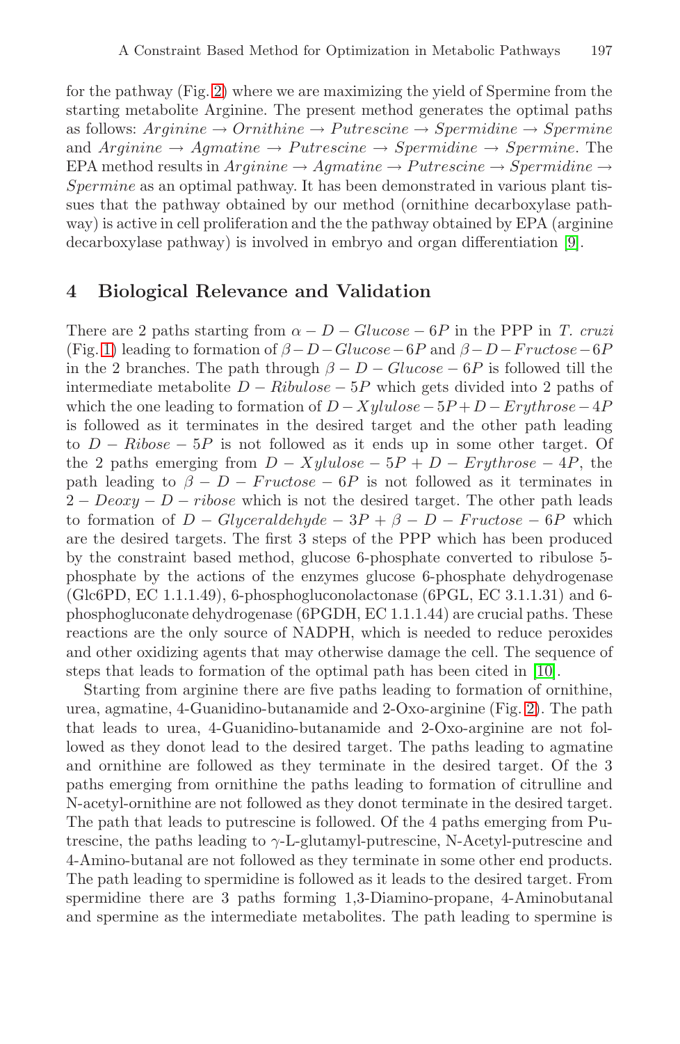for the pathway (Fig. 2) where we are maximizing the yield of Spermine from the starting metabolite Arginine. The present method generates the optimal paths as follows: $Arginine \rightarrow Ornithine \rightarrow Putrescine \rightarrow Spermidine \rightarrow Spermine$ and $Arginine \rightarrow Agmatine \rightarrow Putrescine \rightarrow Spermidine \rightarrow Spermine$. The EPA method results in $Arginine \rightarrow Agmatine \rightarrow Putrescine \rightarrow Spermidine \rightarrow Spermine$ as an optimal pathway. It has been demonstrated in various plant tissues that the pathway obtained by our method (ornithine decarboxylase pathway) is active in cell proliferation and the the pathway obtained by EPA (arginine decarboxylase pathway) is involved in embryo and organ differentiation [9].

## 4 Biological Relevance and Validation

There are 2 paths starting from $\alpha - D - Glucose - 6P$ in the PPP in *T. cruzi* (Fig. 1) leading to formation of $\beta - D - Glucose - 6P$ and $\beta - D - Fructose - 6P$ in the 2 branches. The path through $\beta - D - Glucose - 6P$ is followed till the intermediate metabolite $D - Ribulose - 5P$ which gets divided into 2 paths of which the one leading to formation of $D - Xylulose - 5P + D - Erythrose - 4P$ is followed as it terminates in the desired target and the other path leading to $D - Ribose - 5P$ is not followed as it ends up in some other target. Of the 2 paths emerging from $D - Xylulose - 5P + D - Erythrose - 4P$, the path leading to $\beta - D - Fructose - 6P$ is not followed as it terminates in $2 - Deoxy - D - ribose$ which is not the desired target. The other path leads to formation of $D - Glyceraldehyde - 3P + \beta - D - Fructose - 6P$ which are the desired targets. The first 3 steps of the PPP which has been produced by the constraint based method, glucose 6-phosphate converted to ribulose 5-phosphate by the actions of the enzymes glucose 6-phosphate dehydrogenase (Glc6PD, EC 1.1.1.49), 6-phosphogluconolactonase (6PGL, EC 3.1.1.31) and 6-phosphogluconate dehydrogenase (6PGDH, EC 1.1.1.44) are crucial paths. These reactions are the only source of NADPH, which is needed to reduce peroxides and other oxidizing agents that may otherwise damage the cell. The sequence of steps that leads to formation of the optimal path has been cited in [10].

Starting from arginine there are five paths leading to formation of ornithine, urea, agmatine, 4-Guanidino-butanamide and 2-Oxo-arginine (Fig. 2). The path that leads to urea, 4-Guanidino-butanamide and 2-Oxo-arginine are not followed as they donot lead to the desired target. The paths leading to agmatine and ornithine are followed as they terminate in the desired target. Of the 3 paths emerging from ornithine the paths leading to formation of citrulline and N-acetyl-ornithine are not followed as they donot terminate in the desired target. The path that leads to putrescine is followed. Of the 4 paths emerging from Putrescine, the paths leading to $\gamma$-L-glutamyl-putrescine, N-Acetyl-putrescine and 4-Amino-butanal are not followed as they terminate in some other end products. The path leading to spermidine is followed as it leads to the desired target. From spermidine there are 3 paths forming 1,3-Diamino-propane, 4-Aminobutanal and spermine as the intermediate metabolites. The path leading to spermine is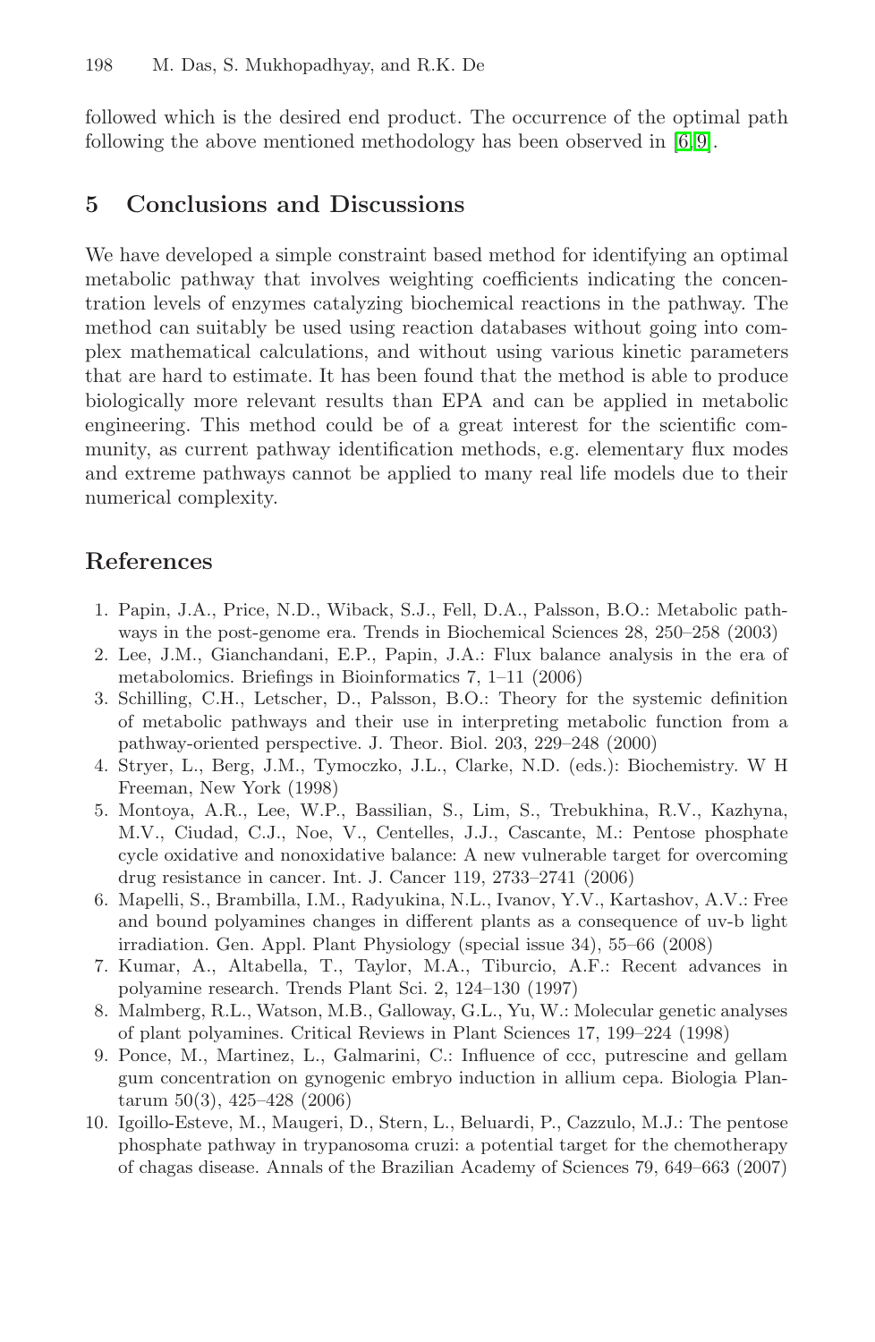followed which is the desired end product. The occurrence of the optimal path following the above mentioned methodology has been observed in [6,9].

## 5 Conclusions and Discussions

We have developed a simple constraint based method for identifying an optimal metabolic pathway that involves weighting coefficients indicating the concentration levels of enzymes catalyzing biochemical reactions in the pathway. The method can suitably be used using reaction databases without going into complex mathematical calculations, and without using various kinetic parameters that are hard to estimate. It has been found that the method is able to produce biologically more relevant results than EPA and can be applied in metabolic engineering. This method could be of a great interest for the scientific community, as current pathway identification methods, e.g. elementary flux modes and extreme pathways cannot be applied to many real life models due to their numerical complexity.

## References

1. Papin, J.A., Price, N.D., Wiback, S.J., Fell, D.A., Palsson, B.O.: Metabolic pathways in the post-genome era. Trends in Biochemical Sciences 28, 250–258 (2003)
2. Lee, J.M., Gianchandani, E.P., Papin, J.A.: Flux balance analysis in the era of metabolomics. Briefings in Bioinformatics 7, 1–11 (2006)
3. Schilling, C.H., Letscher, D., Palsson, B.O.: Theory for the systemic definition of metabolic pathways and their use in interpreting metabolic function from a pathway-oriented perspective. J. Theor. Biol. 203, 229–248 (2000)
4. Stryer, L., Berg, J.M., Tymoczko, J.L., Clarke, N.D. (eds.): Biochemistry. W H Freeman, New York (1998)
5. Montoya, A.R., Lee, W.P., Bassilian, S., Lim, S., Trebukhina, R.V., Kazhyna, M.V., Ciudad, C.J., Noe, V., Centelles, J.J., Cascante, M.: Pentose phosphate cycle oxidative and nonoxidative balance: A new vulnerable target for overcoming drug resistance in cancer. Int. J. Cancer 119, 2733–2741 (2006)
6. Mapelli, S., Brambilla, I.M., Radyukina, N.L., Ivanov, Y.V., Kartashov, A.V.: Free and bound polyamines changes in different plants as a consequence of uv-b light irradiation. Gen. Appl. Plant Physiology (special issue 34), 55–66 (2008)
7. Kumar, A., Altabella, T., Taylor, M.A., Tiburcio, A.F.: Recent advances in polyamine research. Trends Plant Sci. 2, 124–130 (1997)
8. Malmberg, R.L., Watson, M.B., Galloway, G.L., Yu, W.: Molecular genetic analyses of plant polyamines. Critical Reviews in Plant Sciences 17, 199–224 (1998)
9. Ponce, M., Martinez, L., Galmarini, C.: Influence of ccc, putrescine and gellam gum concentration on gynogenic embryo induction in allium cepa. Biologia Plantarum 50(3), 425–428 (2006)
10. Igoillo-Esteve, M., Maugeri, D., Stern, L., Beluardi, P., Cazzulo, M.J.: The pentose phosphate pathway in trypanosoma cruzi: a potential target for the chemotherapy of chagas disease. Annals of the Brazilian Academy of Sciences 79, 649–663 (2007)